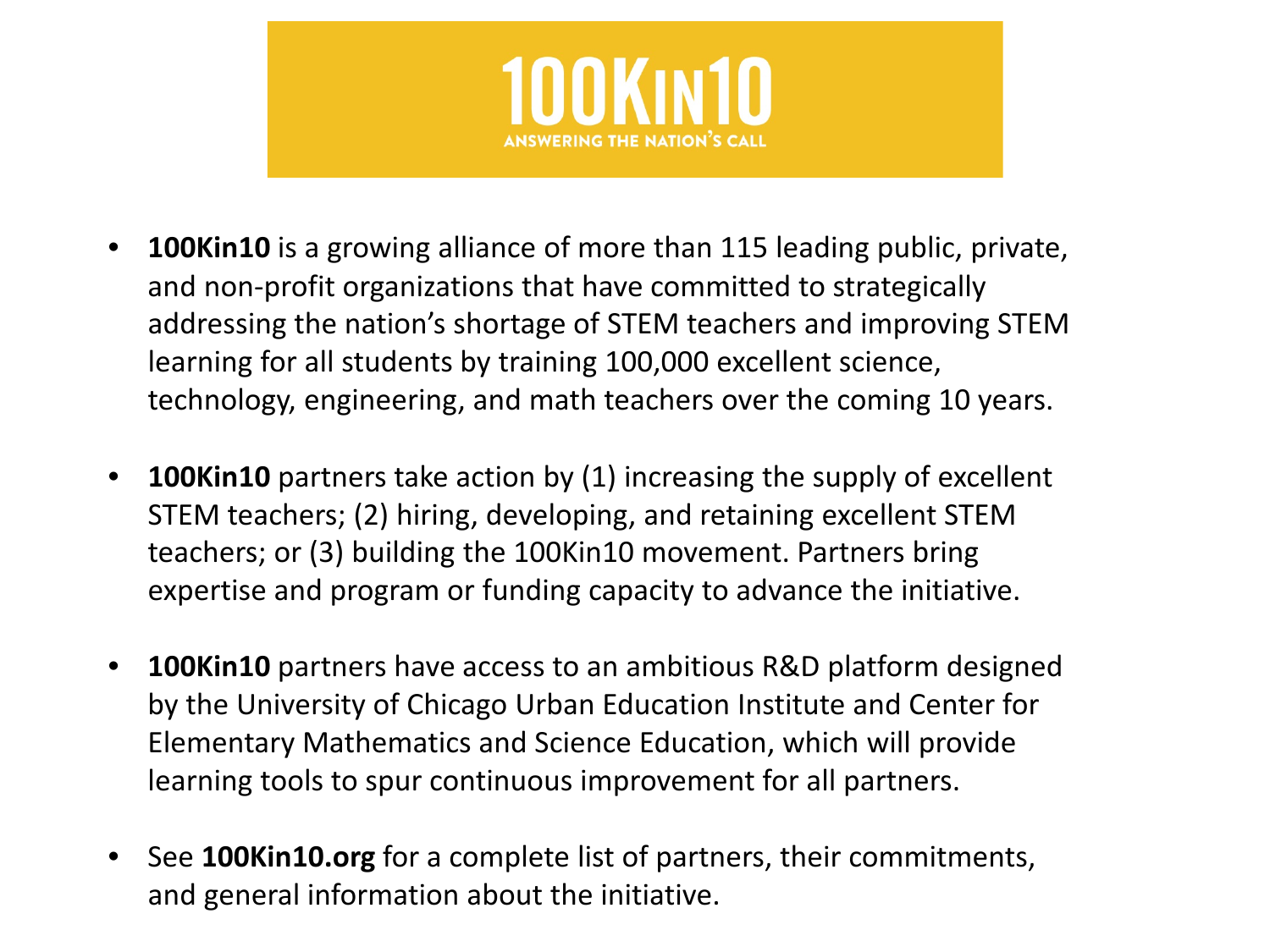# 100KIN10

ANSWERING THE NATION'S CALL

- **100Kin10** is a growing alliance of more than 115 leading public, private, and non-profit organizations that have committed to strategically addressing the nation's shortage of STEM teachers and improving STEM learning for all students by training 100,000 excellent science, technology, engineering, and math teachers over the coming 10 years.

- **100Kin10** partners take action by (1) increasing the supply of excellent STEM teachers; (2) hiring, developing, and retaining excellent STEM teachers; or (3) building the 100Kin10 movement. Partners bring expertise and program or funding capacity to advance the initiative.

- **100Kin10** partners have access to an ambitious R&D platform designed by the University of Chicago Urban Education Institute and Center for Elementary Mathematics and Science Education, which will provide learning tools to spur continuous improvement for all partners.

- See **100Kin10.org** for a complete list of partners, their commitments, and general information about the initiative.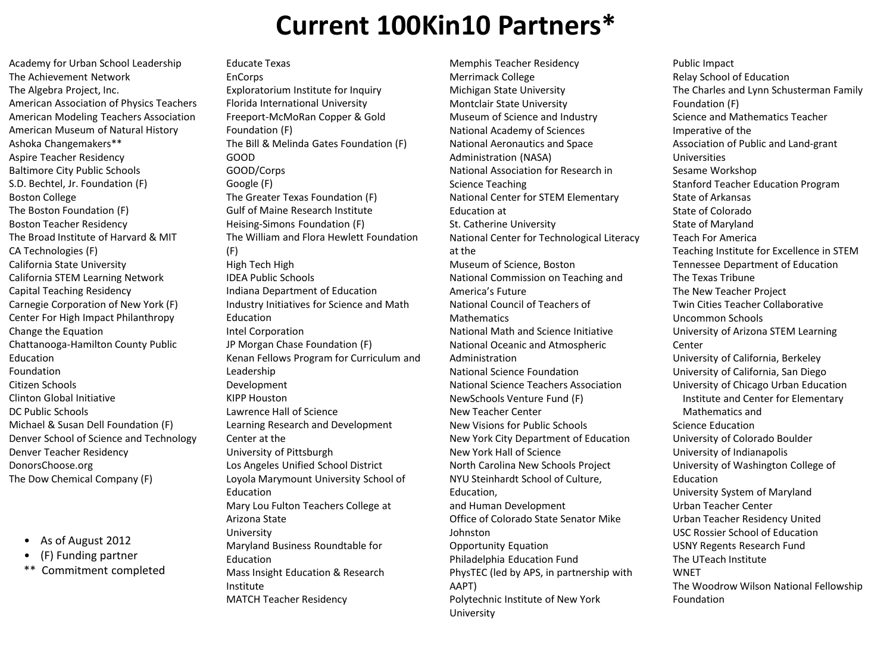# Current 100Kin10 Partners*

- Academy for Urban School Leadership
- The Achievement Network
- The Algebra Project, Inc.
- American Association of Physics Teachers
- American Modeling Teachers Association
- American Museum of Natural History
- Ashoka Changemakers**
- Aspire Teacher Residency
- Baltimore City Public Schools
- S.D. Bechtel, Jr. Foundation (F)
- Boston College
- The Boston Foundation (F)
- Boston Teacher Residency
- The Broad Institute of Harvard & MIT
- CA Technologies (F)
- California State University
- California STEM Learning Network
- Capital Teaching Residency
- Carnegie Corporation of New York (F)
- Center For High Impact Philanthropy
- Change the Equation
- Chattanooga-Hamilton County Public Education Foundation
- Citizen Schools
- Clinton Global Initiative
- DC Public Schools
- Michael & Susan Dell Foundation (F)
- Denver School of Science and Technology
- Denver Teacher Residency
- DonorsChoose.org
- The Dow Chemical Company (F)
- Educate Texas
- EnCorps
- Exploratorium Institute for Inquiry
- Florida International University
- Freeport-McMoRan Copper & Gold Foundation (F)
- The Bill & Melinda Gates Foundation (F)
- GOOD
- GOOD/Corps
- Google (F)
- The Greater Texas Foundation (F)
- Gulf of Maine Research Institute
- Heising-Simons Foundation (F)
- The William and Flora Hewlett Foundation (F)
- High Tech High
- IDEA Public Schools
- Indiana Department of Education
- Industry Initiatives for Science and Math Education
- Intel Corporation
- JP Morgan Chase Foundation (F)
- Kenan Fellows Program for Curriculum and Leadership Development
- KIPP Houston
- Lawrence Hall of Science
- Learning Research and Development Center at the University of Pittsburgh
- Los Angeles Unified School District
- Loyola Marymount University School of Education
- Mary Lou Fulton Teachers College at Arizona State University
- Maryland Business Roundtable for Education
- Mass Insight Education & Research Institute
- MATCH Teacher Residency
- Memphis Teacher Residency
- Merrimack College
- Michigan State University
- Montclair State University
- Museum of Science and Industry
- National Academy of Sciences
- National Aeronautics and Space Administration (NASA)
- National Association for Research in Science Teaching
- National Center for STEM Elementary Education at St. Catherine University
- National Center for Technological Literacy at the Museum of Science, Boston
- National Commission on Teaching and America's Future
- National Council of Teachers of Mathematics
- National Math and Science Initiative
- National Oceanic and Atmospheric Administration
- National Science Foundation
- National Science Teachers Association
- NewSchools Venture Fund (F)
- New Teacher Center
- New Visions for Public Schools
- New York City Department of Education
- New York Hall of Science
- North Carolina New Schools Project
- NYU Steinhardt School of Culture, Education, and Human Development
- Office of Colorado State Senator Mike Johnston
- Opportunity Equation
- Philadelphia Education Fund
- PhysTEC (led by APS, in partnership with AAPT)
- Polytechnic Institute of New York University
- Public Impact
- Relay School of Education
- The Charles and Lynn Schusterman Family Foundation (F)
- Science and Mathematics Teacher Imperative of the Association of Public and Land-grant Universities
- Sesame Workshop
- Stanford Teacher Education Program
- State of Arkansas
- State of Colorado
- State of Maryland
- Teach For America
- Teaching Institute for Excellence in STEM
- Tennessee Department of Education
- The Texas Tribune
- The New Teacher Project
- Twin Cities Teacher Collaborative
- Uncommon Schools
- University of Arizona STEM Learning Center
- University of California, Berkeley
- University of California, San Diego
- University of Chicago Urban Education Institute and Center for Elementary Mathematics and Science Education
- University of Colorado Boulder
- University of Indianapolis
- University of Washington College of Education
- University System of Maryland
- Urban Teacher Center
- Urban Teacher Residency United
- USC Rossier School of Education
- USNY Regents Research Fund
- The UTeach Institute
- WNET
- The Woodrow Wilson National Fellowship Foundation

* As of August 2012
* (F) Funding partner

** Commitment completed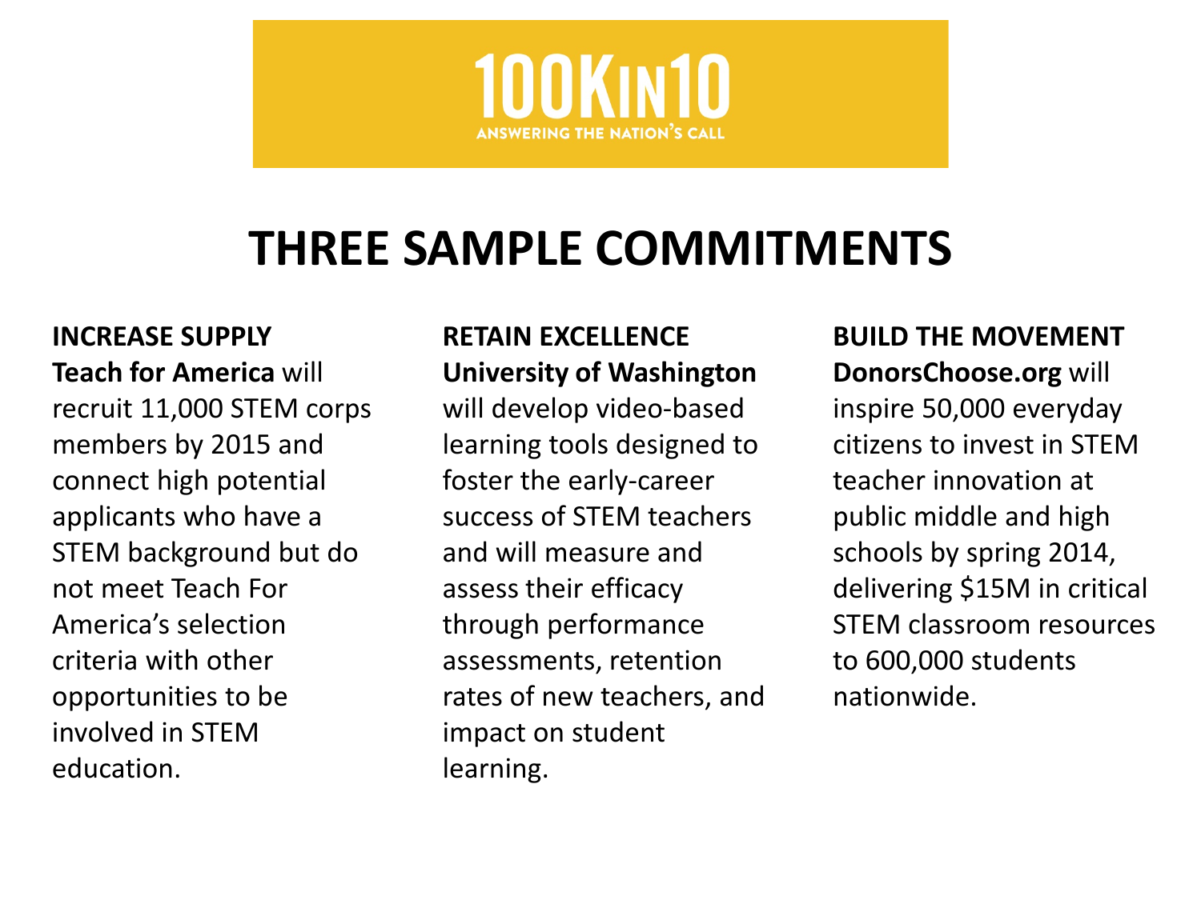**100KIN10**

**ANSWERING THE NATION'S CALL**

# THREE SAMPLE COMMITMENTS

**INCREASE SUPPLY**

**Teach for America** will recruit 11,000 STEM corps members by 2015 and connect high potential applicants who have a STEM background but do not meet Teach For America's selection criteria with other opportunities to be involved in STEM education.

**RETAIN EXCELLENCE**

**University of Washington** will develop video-based learning tools designed to foster the early-career success of STEM teachers and will measure and assess their efficacy through performance assessments, retention rates of new teachers, and impact on student learning.

**BUILD THE MOVEMENT**

**DonorsChoose.org** will inspire 50,000 everyday citizens to invest in STEM teacher innovation at public middle and high schools by spring 2014, delivering $15M in critical STEM classroom resources to 600,000 students nationwide.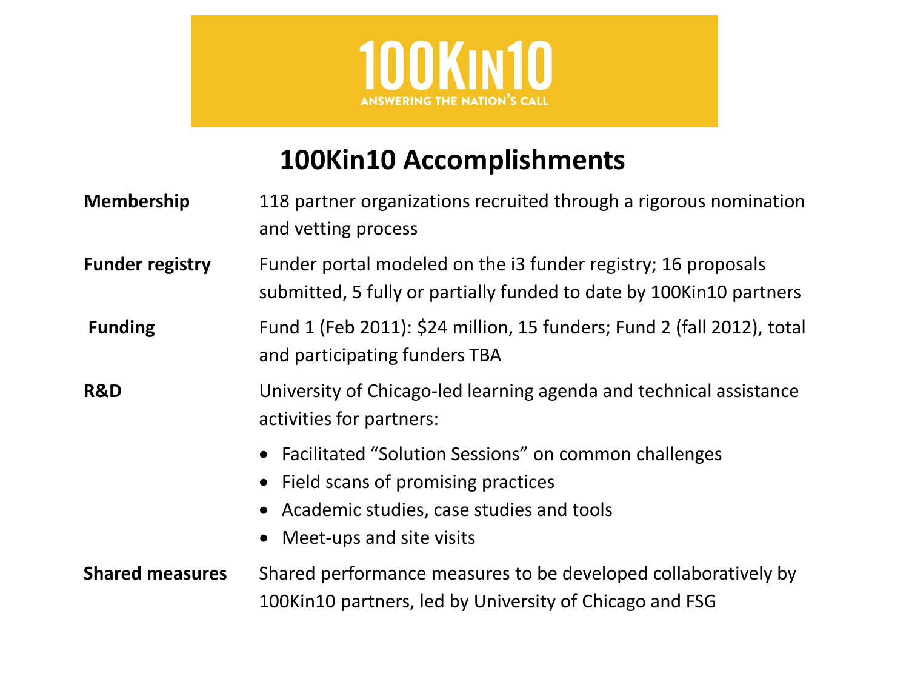100KIN10

ANSWERING THE NATION'S CALL

# 100Kin10 Accomplishments

| | |
|---|---|
| **Membership** | 118 partner organizations recruited through a rigorous nomination and vetting process |
| **Funder registry** | Funder portal modeled on the i3 funder registry; 16 proposals submitted, 5 fully or partially funded to date by 100Kin10 partners |
| **Funding** | Fund 1 (Feb 2011): $24 million, 15 funders; Fund 2 (fall 2012), total and participating funders TBA |
| **R&D** | University of Chicago-led learning agenda and technical assistance activities for partners: <br>• Facilitated "Solution Sessions" on common challenges<br>• Field scans of promising practices<br>• Academic studies, case studies and tools<br>• Meet-ups and site visits |
| **Shared measures** | Shared performance measures to be developed collaboratively by 100Kin10 partners, led by University of Chicago and FSG |